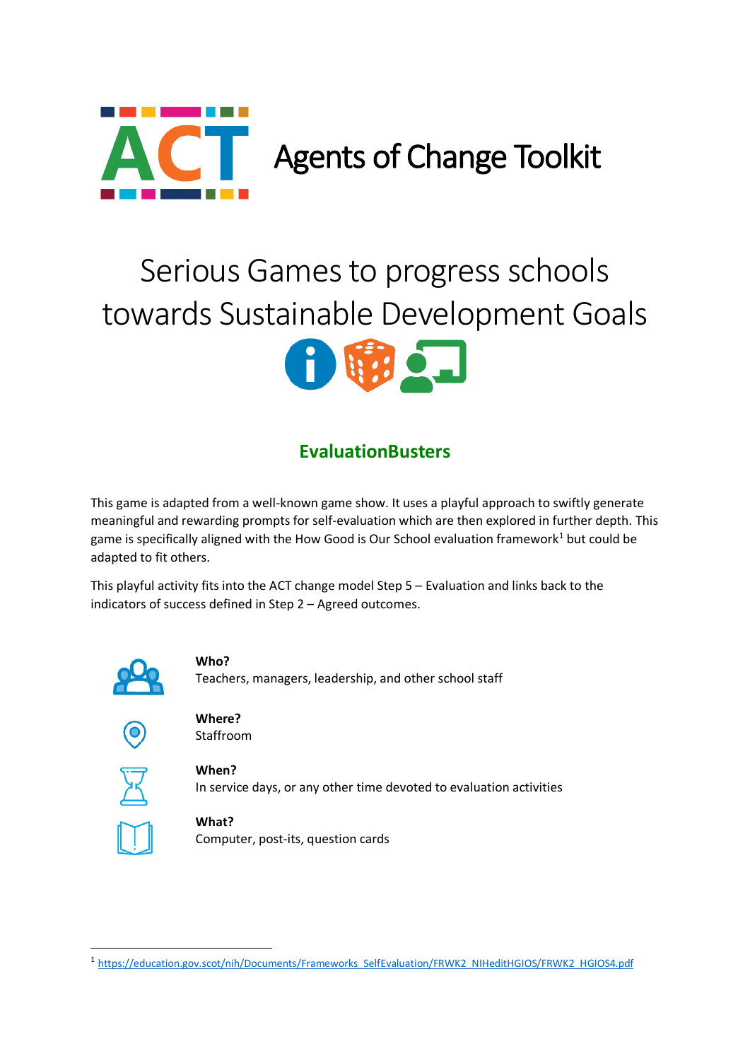# ACT Agents of Change Toolkit

# Serious Games to progress schools towards Sustainable Development Goals

## EvaluationBusters

This game is adapted from a well-known game show. It uses a playful approach to swiftly generate meaningful and rewarding prompts for self-evaluation which are then explored in further depth. This game is specifically aligned with the How Good is Our School evaluation framework[1] but could be adapted to fit others.

This playful activity fits into the ACT change model Step 5 – Evaluation and links back to the indicators of success defined in Step 2 – Agreed outcomes.

**Who?**
Teachers, managers, leadership, and other school staff

**Where?**
Staffroom

**When?**
In service days, or any other time devoted to evaluation activities

**What?**
Computer, post-its, question cards

---

[1] https://education.gov.scot/nih/Documents/Frameworks_SelfEvaluation/FRWK2_NIHeditHGIOS/FRWK2_HGIOS4.pdf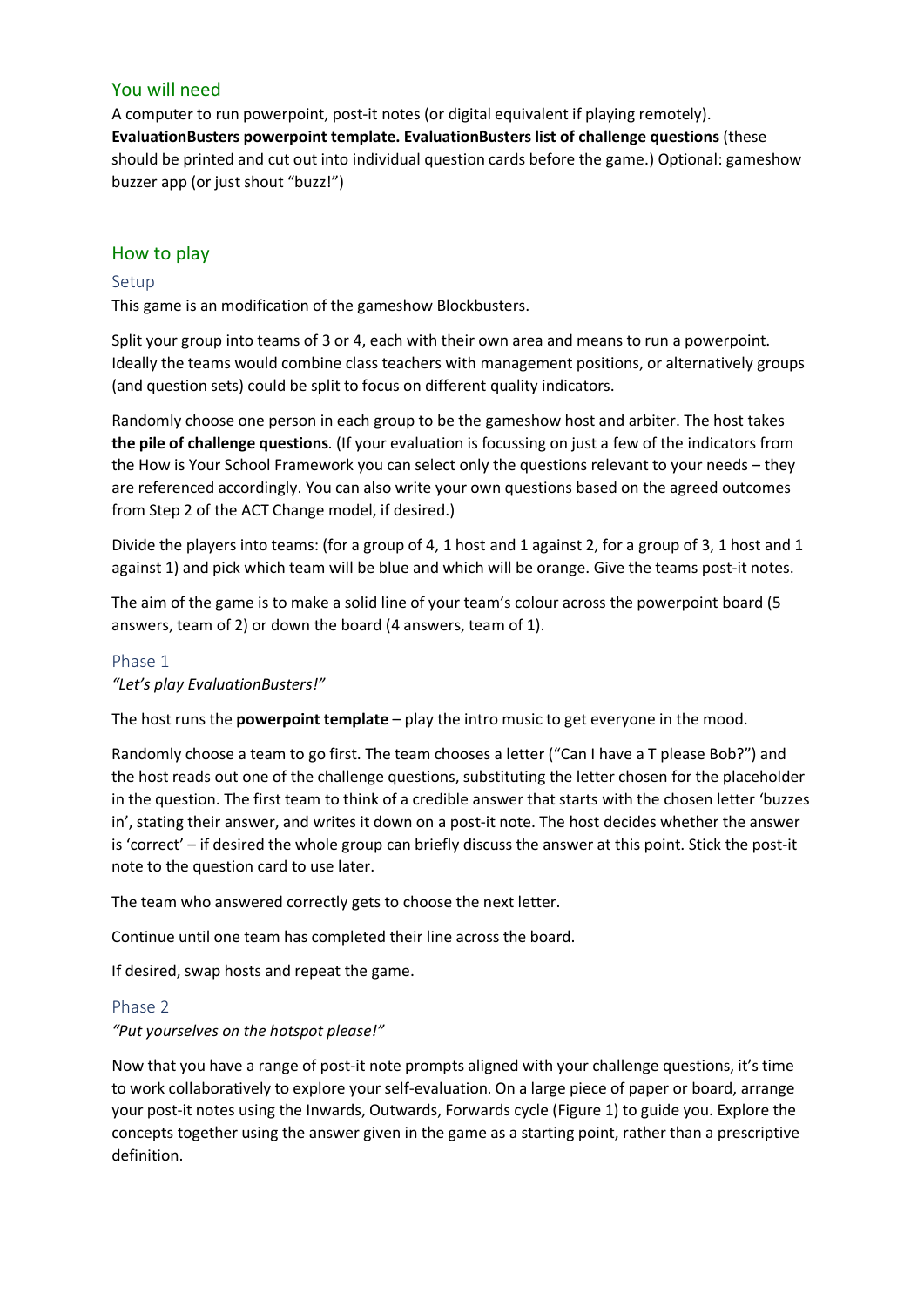## You will need

A computer to run powerpoint, post-it notes (or digital equivalent if playing remotely). **EvaluationBusters powerpoint template. EvaluationBusters list of challenge questions** (these should be printed and cut out into individual question cards before the game.) Optional: gameshow buzzer app (or just shout "buzz!")

## How to play

### Setup

This game is an modification of the gameshow Blockbusters.

Split your group into teams of 3 or 4, each with their own area and means to run a powerpoint. Ideally the teams would combine class teachers with management positions, or alternatively groups (and question sets) could be split to focus on different quality indicators.

Randomly choose one person in each group to be the gameshow host and arbiter. The host takes **the pile of challenge questions**. (If your evaluation is focussing on just a few of the indicators from the How is Your School Framework you can select only the questions relevant to your needs – they are referenced accordingly. You can also write your own questions based on the agreed outcomes from Step 2 of the ACT Change model, if desired.)

Divide the players into teams: (for a group of 4, 1 host and 1 against 2, for a group of 3, 1 host and 1 against 1) and pick which team will be blue and which will be orange. Give the teams post-it notes.

The aim of the game is to make a solid line of your team's colour across the powerpoint board (5 answers, team of 2) or down the board (4 answers, team of 1).

### Phase 1

*"Let's play EvaluationBusters!"*

The host runs the **powerpoint template** – play the intro music to get everyone in the mood.

Randomly choose a team to go first. The team chooses a letter ("Can I have a T please Bob?") and the host reads out one of the challenge questions, substituting the letter chosen for the placeholder in the question. The first team to think of a credible answer that starts with the chosen letter 'buzzes in', stating their answer, and writes it down on a post-it note. The host decides whether the answer is 'correct' – if desired the whole group can briefly discuss the answer at this point. Stick the post-it note to the question card to use later.

The team who answered correctly gets to choose the next letter.

Continue until one team has completed their line across the board.

If desired, swap hosts and repeat the game.

### Phase 2

*"Put yourselves on the hotspot please!"*

Now that you have a range of post-it note prompts aligned with your challenge questions, it's time to work collaboratively to explore your self-evaluation. On a large piece of paper or board, arrange your post-it notes using the Inwards, Outwards, Forwards cycle (Figure 1) to guide you. Explore the concepts together using the answer given in the game as a starting point, rather than a prescriptive definition.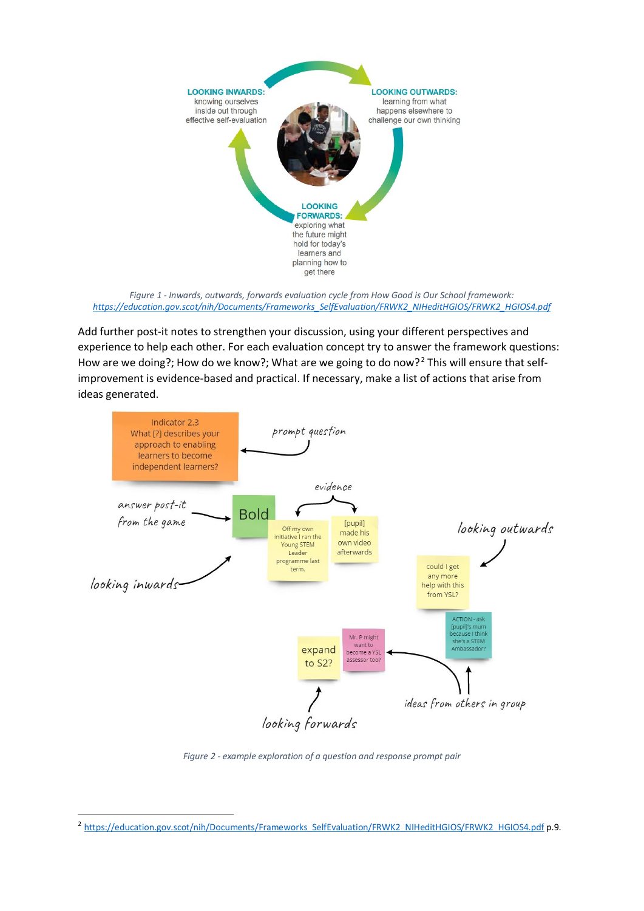LOOKING INWARDS: knowing ourselves inside out through effective self-evaluation

LOOKING OUTWARDS: learning from what happens elsewhere to challenge our own thinking

LOOKING FORWARDS: exploring what the future might hold for today's learners and planning how to get there

*Figure 1 - Inwards, outwards, forwards evaluation cycle from How Good is Our School framework: https://education.gov.scot/nih/Documents/Frameworks_SelfEvaluation/FRWK2_NIHeditHGIOS/FRWK2_HGIOS4.pdf*

Add further post-it notes to strengthen your discussion, using your different perspectives and experience to help each other. For each evaluation concept try to answer the framework questions: How are we doing?; How do we know?; What are we going to do now?[2] This will ensure that self-improvement is evidence-based and practical. If necessary, make a list of actions that arise from ideas generated.

Indicator 2.3 What [?] describes your approach to enabling learners to become independent learners? — prompt question

answer post-it from the game — Bold

looking inwards

evidence: Off my own initiative I ran the Young STEM Leader programme last term. / [pupil] made his own video afterwards

looking outwards: could I get any more help with this from YSL?

ACTION - ask [pupil]'s mum because I think she's a STEM Ambassador?

Mr. P might want to become a YSL assessor too?

ideas from others in group

expand to S2?

looking forwards

*Figure 2 - example exploration of a question and response prompt pair*

---

[2] https://education.gov.scot/nih/Documents/Frameworks_SelfEvaluation/FRWK2_NIHeditHGIOS/FRWK2_HGIOS4.pdf p.9.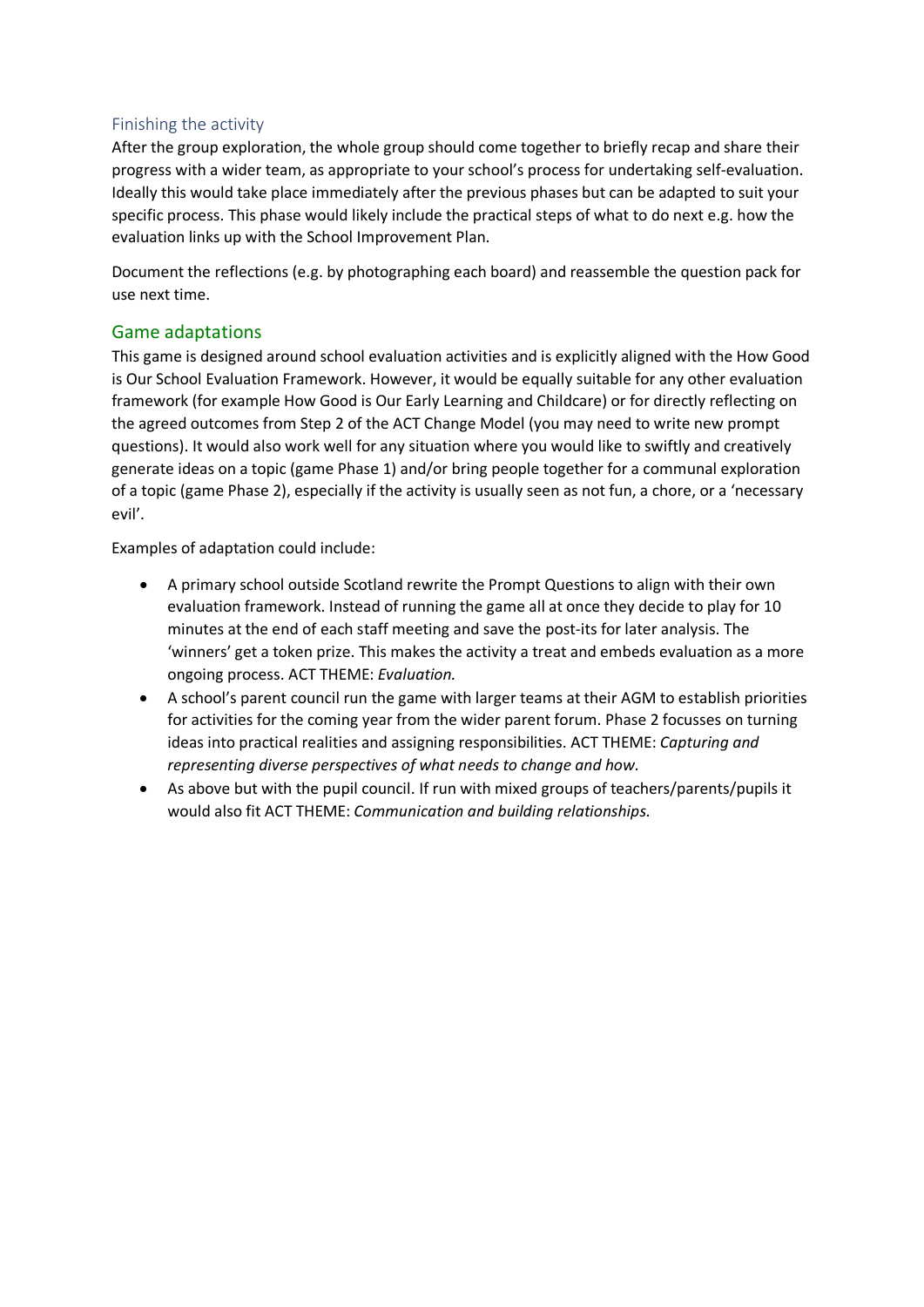### Finishing the activity

After the group exploration, the whole group should come together to briefly recap and share their progress with a wider team, as appropriate to your school's process for undertaking self-evaluation. Ideally this would take place immediately after the previous phases but can be adapted to suit your specific process. This phase would likely include the practical steps of what to do next e.g. how the evaluation links up with the School Improvement Plan.

Document the reflections (e.g. by photographing each board) and reassemble the question pack for use next time.

## Game adaptations

This game is designed around school evaluation activities and is explicitly aligned with the How Good is Our School Evaluation Framework. However, it would be equally suitable for any other evaluation framework (for example How Good is Our Early Learning and Childcare) or for directly reflecting on the agreed outcomes from Step 2 of the ACT Change Model (you may need to write new prompt questions). It would also work well for any situation where you would like to swiftly and creatively generate ideas on a topic (game Phase 1) and/or bring people together for a communal exploration of a topic (game Phase 2), especially if the activity is usually seen as not fun, a chore, or a 'necessary evil'.

Examples of adaptation could include:

- A primary school outside Scotland rewrite the Prompt Questions to align with their own evaluation framework. Instead of running the game all at once they decide to play for 10 minutes at the end of each staff meeting and save the post-its for later analysis. The 'winners' get a token prize. This makes the activity a treat and embeds evaluation as a more ongoing process. ACT THEME: *Evaluation.*
- A school's parent council run the game with larger teams at their AGM to establish priorities for activities for the coming year from the wider parent forum. Phase 2 focusses on turning ideas into practical realities and assigning responsibilities. ACT THEME: *Capturing and representing diverse perspectives of what needs to change and how.*
- As above but with the pupil council. If run with mixed groups of teachers/parents/pupils it would also fit ACT THEME: *Communication and building relationships.*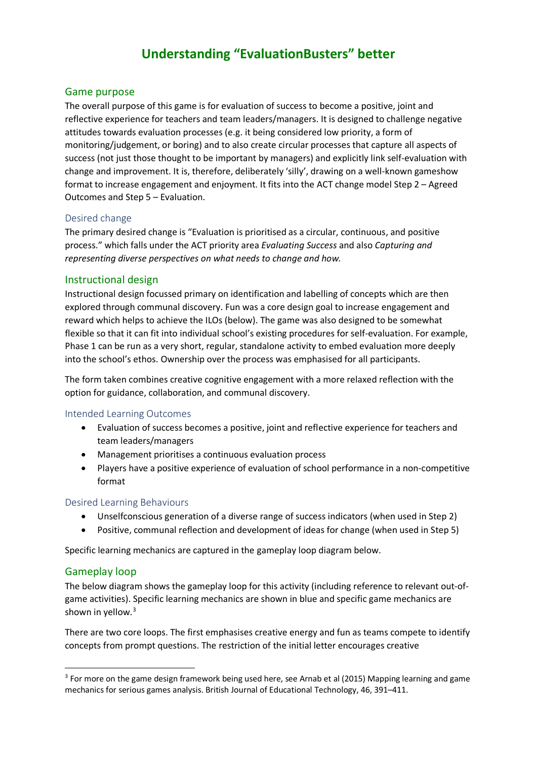# Understanding "EvaluationBusters" better

## Game purpose

The overall purpose of this game is for evaluation of success to become a positive, joint and reflective experience for teachers and team leaders/managers. It is designed to challenge negative attitudes towards evaluation processes (e.g. it being considered low priority, a form of monitoring/judgement, or boring) and to also create circular processes that capture all aspects of success (not just those thought to be important by managers) and explicitly link self-evaluation with change and improvement. It is, therefore, deliberately 'silly', drawing on a well-known gameshow format to increase engagement and enjoyment. It fits into the ACT change model Step 2 – Agreed Outcomes and Step 5 – Evaluation.

### Desired change

The primary desired change is "Evaluation is prioritised as a circular, continuous, and positive process." which falls under the ACT priority area *Evaluating Success* and also *Capturing and representing diverse perspectives on what needs to change and how.*

## Instructional design

Instructional design focussed primary on identification and labelling of concepts which are then explored through communal discovery. Fun was a core design goal to increase engagement and reward which helps to achieve the ILOs (below). The game was also designed to be somewhat flexible so that it can fit into individual school's existing procedures for self-evaluation. For example, Phase 1 can be run as a very short, regular, standalone activity to embed evaluation more deeply into the school's ethos. Ownership over the process was emphasised for all participants.

The form taken combines creative cognitive engagement with a more relaxed reflection with the option for guidance, collaboration, and communal discovery.

### Intended Learning Outcomes

- Evaluation of success becomes a positive, joint and reflective experience for teachers and team leaders/managers
- Management prioritises a continuous evaluation process
- Players have a positive experience of evaluation of school performance in a non-competitive format

### Desired Learning Behaviours

- Unselfconscious generation of a diverse range of success indicators (when used in Step 2)
- Positive, communal reflection and development of ideas for change (when used in Step 5)

Specific learning mechanics are captured in the gameplay loop diagram below.

## Gameplay loop

The below diagram shows the gameplay loop for this activity (including reference to relevant out-of-game activities). Specific learning mechanics are shown in blue and specific game mechanics are shown in yellow.[3]

There are two core loops. The first emphasises creative energy and fun as teams compete to identify concepts from prompt questions. The restriction of the initial letter encourages creative

---

[3] For more on the game design framework being used here, see Arnab et al (2015) Mapping learning and game mechanics for serious games analysis. British Journal of Educational Technology, 46, 391–411.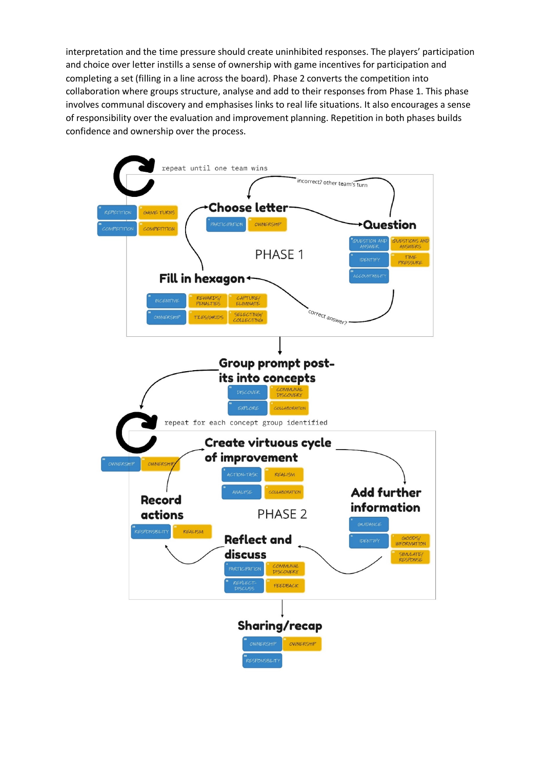interpretation and the time pressure should create uninhibited responses. The players' participation and choice over letter instills a sense of ownership with game incentives for participation and completing a set (filling in a line across the board). Phase 2 converts the competition into collaboration where groups structure, analyse and add to their responses from Phase 1. This phase involves communal discovery and emphasises links to real life situations. It also encourages a sense of responsibility over the evaluation and improvement planning. Repetition in both phases builds confidence and ownership over the process.

repeat until one team wins

REPETITION | GAME TURNS
COMPETITION | COMPETITION

**PHASE 1**

**Choose letter**
PARTICIPATION | OWNERSHIP

incorrect? other team's turn

**Question**
QUESTION AND ANSWER | QUESTIONS AND ANSWERS
IDENTIFY | TIME PRESSURE
ACCOUNTABILITY

correct answer?

**Fill in hexagon**
INCENTIVE | REWARDS/ PENALTIES | CAPTURE/ ELIMINATE
OWNERSHIP | TILES/GRIDS | SELECTING/ COLLECTING

**Group prompt post-its into concepts**
DISCOVER | COMMUNAL DISCOVERY
EXPLORE | COLLABORATION

repeat for each concept group identified

OWNERSHIP | OWNERSHIP

**PHASE 2**

**Create virtuous cycle of improvement**
ACTION-TASK | REALISM
ANALYSE | COLLABORATION

**Add further information**
GUIDANCE
IDENTIFY | GOODS/ INFORMATION
SIMULATE/ RESPONSE

**Reflect and discuss**
PARTICIPATION | COMMUNAL DISCOVERY
REFLECT-DISCUSS | FEEDBACK

**Record actions**
RESPONSIBILITY | REALISM

**Sharing/recap**
OWNERSHIP | OWNERSHIP
RESPONSIBILITY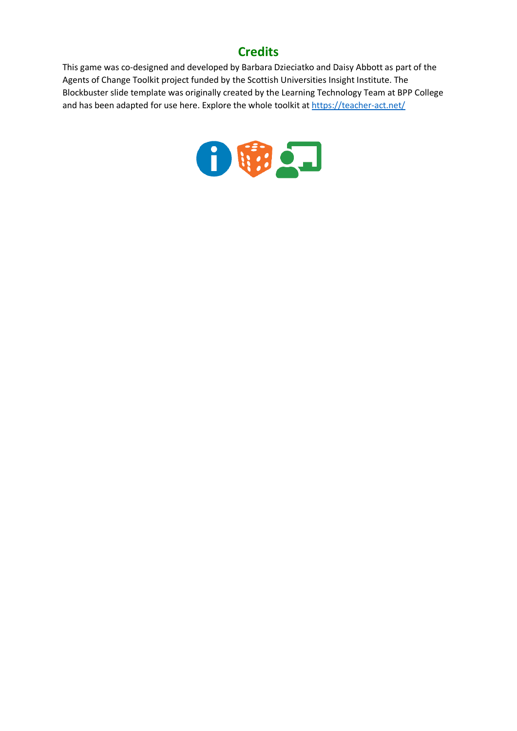## Credits

This game was co-designed and developed by Barbara Dzieciatko and Daisy Abbott as part of the Agents of Change Toolkit project funded by the Scottish Universities Insight Institute. The Blockbuster slide template was originally created by the Learning Technology Team at BPP College and has been adapted for use here. Explore the whole toolkit at https://teacher-act.net/